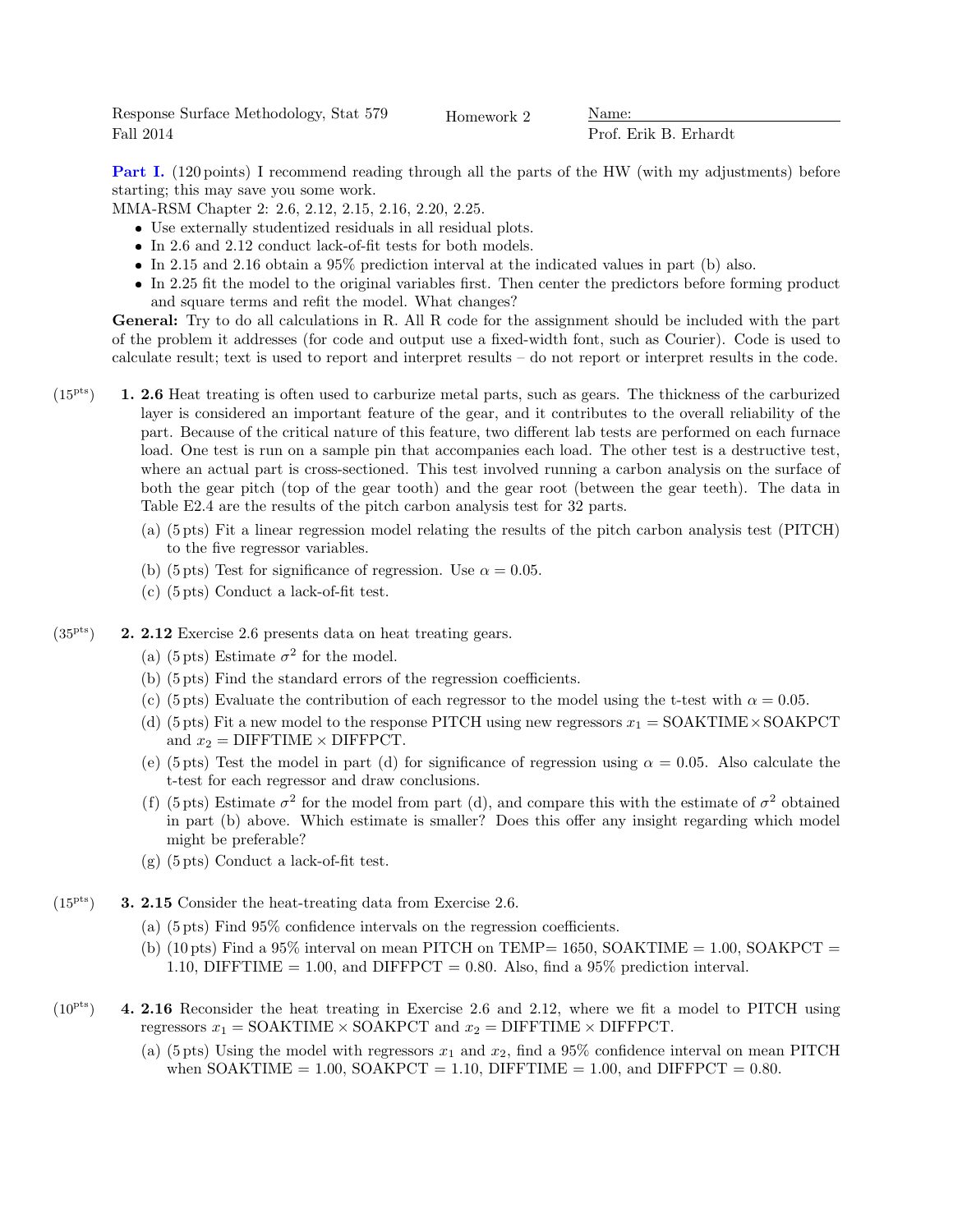Response Surface Methodology, Stat 579 | Homework 2 | Name:
Fall 2014 | | Prof. Erik B. Erhardt

**Part I.** (120 points) I recommend reading through all the parts of the HW (with my adjustments) before starting; this may save you some work.
MMA-RSM Chapter 2: 2.6, 2.12, 2.15, 2.16, 2.20, 2.25.

- Use externally studentized residuals in all residual plots.
- In 2.6 and 2.12 conduct lack-of-fit tests for both models.
- In 2.15 and 2.16 obtain a 95% prediction interval at the indicated values in part (b) also.
- In 2.25 fit the model to the original variables first. Then center the predictors before forming product and square terms and refit the model. What changes?

**General:** Try to do all calculations in R. All R code for the assignment should be included with the part of the problem it addresses (for code and output use a fixed-width font, such as Courier). Code is used to calculate result; text is used to report and interpret results – do not report or interpret results in the code.

(15pts) **1. 2.6** Heat treating is often used to carburize metal parts, such as gears. The thickness of the carburized layer is considered an important feature of the gear, and it contributes to the overall reliability of the part. Because of the critical nature of this feature, two different lab tests are performed on each furnace load. One test is run on a sample pin that accompanies each load. The other test is a destructive test, where an actual part is cross-sectioned. This test involved running a carbon analysis on the surface of both the gear pitch (top of the gear tooth) and the gear root (between the gear teeth). The data in Table E2.4 are the results of the pitch carbon analysis test for 32 parts.

(a) (5 pts) Fit a linear regression model relating the results of the pitch carbon analysis test (PITCH) to the five regressor variables.

(b) (5 pts) Test for significance of regression. Use $\alpha = 0.05$.

(c) (5 pts) Conduct a lack-of-fit test.

(35pts) **2. 2.12** Exercise 2.6 presents data on heat treating gears.

(a) (5 pts) Estimate $\sigma^2$ for the model.

(b) (5 pts) Find the standard errors of the regression coefficients.

(c) (5 pts) Evaluate the contribution of each regressor to the model using the t-test with $\alpha = 0.05$.

(d) (5 pts) Fit a new model to the response PITCH using new regressors $x_1 = \text{SOAKTIME} \times \text{SOAKPCT}$ and $x_2 = \text{DIFFTIME} \times \text{DIFFPCT}$.

(e) (5 pts) Test the model in part (d) for significance of regression using $\alpha = 0.05$. Also calculate the t-test for each regressor and draw conclusions.

(f) (5 pts) Estimate $\sigma^2$ for the model from part (d), and compare this with the estimate of $\sigma^2$ obtained in part (b) above. Which estimate is smaller? Does this offer any insight regarding which model might be preferable?

(g) (5 pts) Conduct a lack-of-fit test.

(15pts) **3. 2.15** Consider the heat-treating data from Exercise 2.6.

(a) (5 pts) Find 95% confidence intervals on the regression coefficients.

(b) (10 pts) Find a 95% interval on mean PITCH on TEMP= 1650, SOAKTIME = 1.00, SOAKPCT = 1.10, DIFFTIME = 1.00, and DIFFPCT = 0.80. Also, find a 95% prediction interval.

(10pts) **4. 2.16** Reconsider the heat treating in Exercise 2.6 and 2.12, where we fit a model to PITCH using regressors $x_1 = \text{SOAKTIME} \times \text{SOAKPCT}$ and $x_2 = \text{DIFFTIME} \times \text{DIFFPCT}$.

(a) (5 pts) Using the model with regressors $x_1$ and $x_2$, find a 95% confidence interval on mean PITCH when SOAKTIME = 1.00, SOAKPCT = 1.10, DIFFTIME = 1.00, and DIFFPCT = 0.80.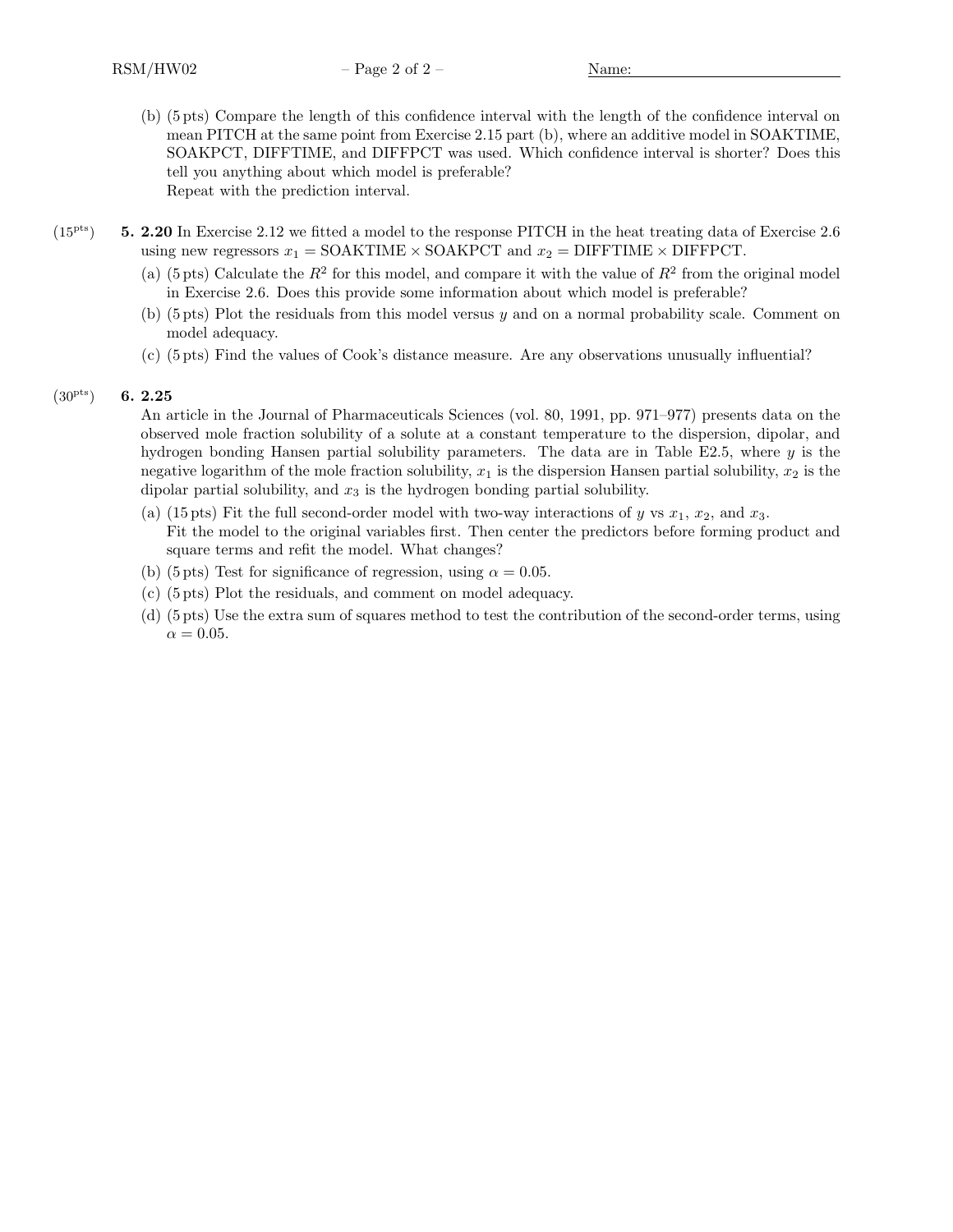(b) (5 pts) Compare the length of this confidence interval with the length of the confidence interval on mean PITCH at the same point from Exercise 2.15 part (b), where an additive model in SOAKTIME, SOAKPCT, DIFFTIME, and DIFFPCT was used. Which confidence interval is shorter? Does this tell you anything about which model is preferable?
Repeat with the prediction interval.

(15pts) **5. 2.20** In Exercise 2.12 we fitted a model to the response PITCH in the heat treating data of Exercise 2.6 using new regressors $x_1 = \text{SOAKTIME} \times \text{SOAKPCT}$ and $x_2 = \text{DIFFTIME} \times \text{DIFFPCT}$.

(a) (5 pts) Calculate the $R^2$ for this model, and compare it with the value of $R^2$ from the original model in Exercise 2.6. Does this provide some information about which model is preferable?

(b) (5 pts) Plot the residuals from this model versus $y$ and on a normal probability scale. Comment on model adequacy.

(c) (5 pts) Find the values of Cook's distance measure. Are any observations unusually influential?

(30pts) **6. 2.25**

An article in the Journal of Pharmaceuticals Sciences (vol. 80, 1991, pp. 971–977) presents data on the observed mole fraction solubility of a solute at a constant temperature to the dispersion, dipolar, and hydrogen bonding Hansen partial solubility parameters. The data are in Table E2.5, where $y$ is the negative logarithm of the mole fraction solubility, $x_1$ is the dispersion Hansen partial solubility, $x_2$ is the dipolar partial solubility, and $x_3$ is the hydrogen bonding partial solubility.

(a) (15 pts) Fit the full second-order model with two-way interactions of $y$ vs $x_1$, $x_2$, and $x_3$.
Fit the model to the original variables first. Then center the predictors before forming product and square terms and refit the model. What changes?

(b) (5 pts) Test for significance of regression, using $\alpha = 0.05$.

(c) (5 pts) Plot the residuals, and comment on model adequacy.

(d) (5 pts) Use the extra sum of squares method to test the contribution of the second-order terms, using $\alpha = 0.05$.